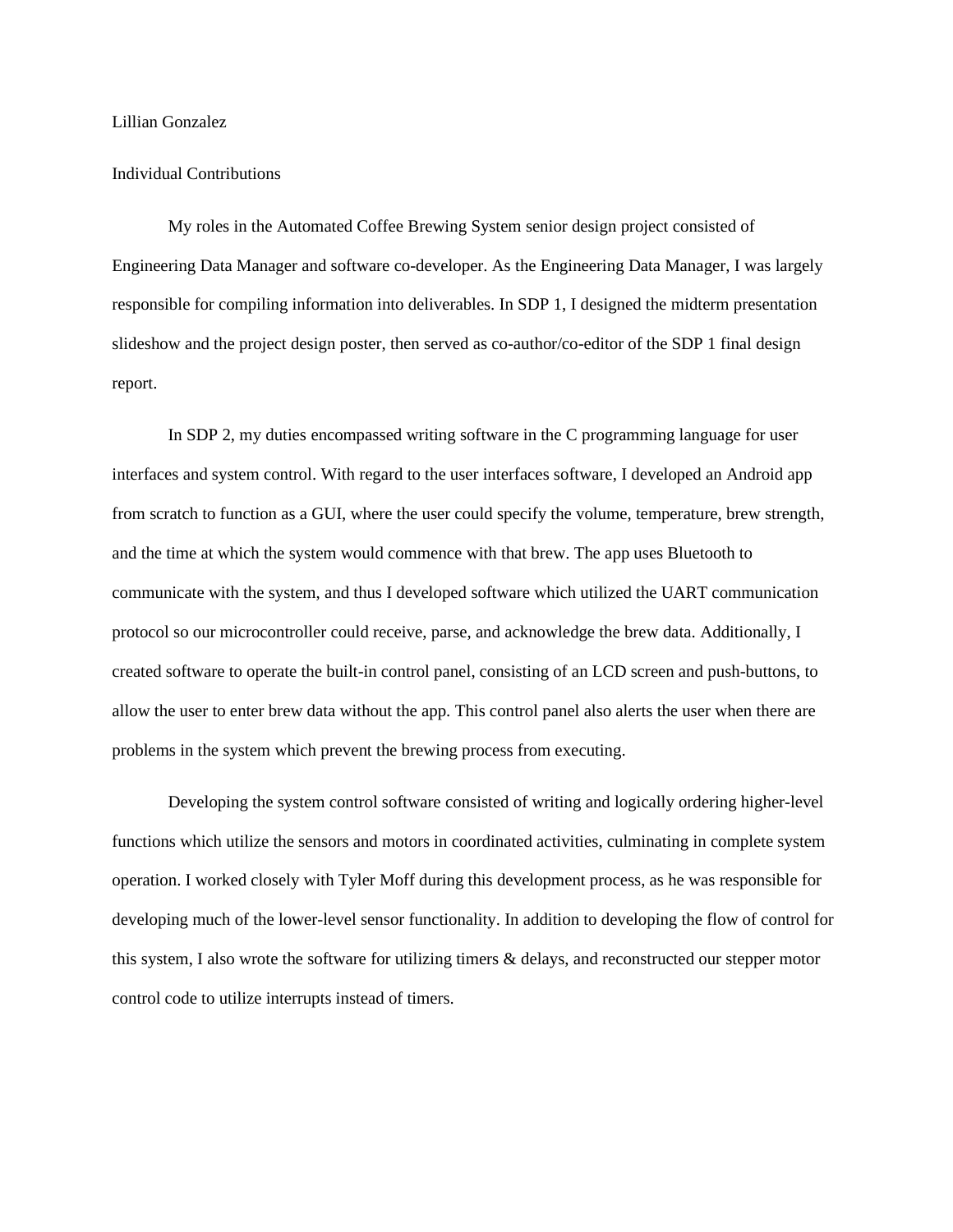Lillian Gonzalez

Individual Contributions

My roles in the Automated Coffee Brewing System senior design project consisted of Engineering Data Manager and software co-developer. As the Engineering Data Manager, I was largely responsible for compiling information into deliverables. In SDP 1, I designed the midterm presentation slideshow and the project design poster, then served as co-author/co-editor of the SDP 1 final design report.

In SDP 2, my duties encompassed writing software in the C programming language for user interfaces and system control. With regard to the user interfaces software, I developed an Android app from scratch to function as a GUI, where the user could specify the volume, temperature, brew strength, and the time at which the system would commence with that brew. The app uses Bluetooth to communicate with the system, and thus I developed software which utilized the UART communication protocol so our microcontroller could receive, parse, and acknowledge the brew data. Additionally, I created software to operate the built-in control panel, consisting of an LCD screen and push-buttons, to allow the user to enter brew data without the app. This control panel also alerts the user when there are problems in the system which prevent the brewing process from executing.

Developing the system control software consisted of writing and logically ordering higher-level functions which utilize the sensors and motors in coordinated activities, culminating in complete system operation. I worked closely with Tyler Moff during this development process, as he was responsible for developing much of the lower-level sensor functionality. In addition to developing the flow of control for this system, I also wrote the software for utilizing timers & delays, and reconstructed our stepper motor control code to utilize interrupts instead of timers.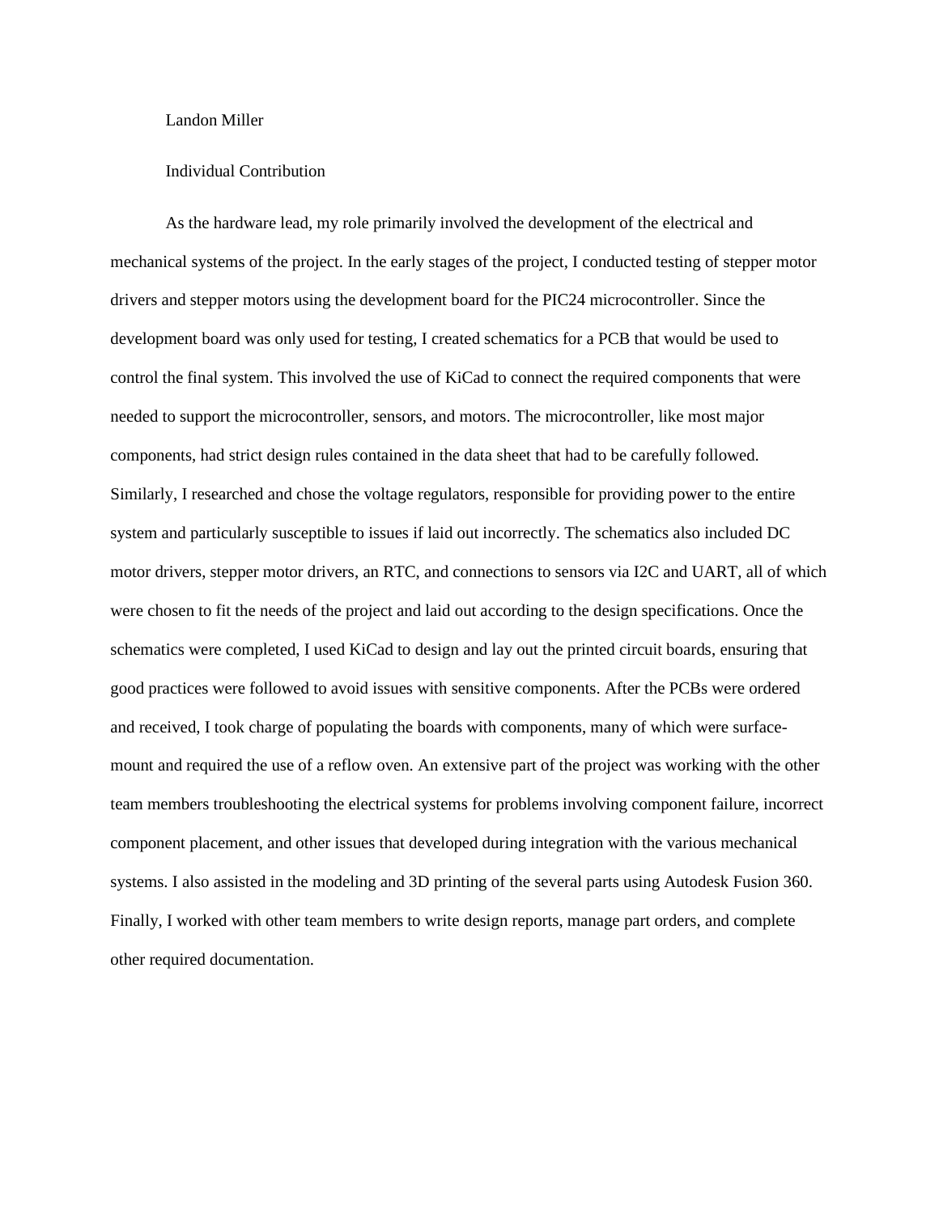Landon Miller

Individual Contribution

As the hardware lead, my role primarily involved the development of the electrical and mechanical systems of the project. In the early stages of the project, I conducted testing of stepper motor drivers and stepper motors using the development board for the PIC24 microcontroller. Since the development board was only used for testing, I created schematics for a PCB that would be used to control the final system. This involved the use of KiCad to connect the required components that were needed to support the microcontroller, sensors, and motors. The microcontroller, like most major components, had strict design rules contained in the data sheet that had to be carefully followed. Similarly, I researched and chose the voltage regulators, responsible for providing power to the entire system and particularly susceptible to issues if laid out incorrectly. The schematics also included DC motor drivers, stepper motor drivers, an RTC, and connections to sensors via I2C and UART, all of which were chosen to fit the needs of the project and laid out according to the design specifications. Once the schematics were completed, I used KiCad to design and lay out the printed circuit boards, ensuring that good practices were followed to avoid issues with sensitive components. After the PCBs were ordered and received, I took charge of populating the boards with components, many of which were surface-mount and required the use of a reflow oven. An extensive part of the project was working with the other team members troubleshooting the electrical systems for problems involving component failure, incorrect component placement, and other issues that developed during integration with the various mechanical systems. I also assisted in the modeling and 3D printing of the several parts using Autodesk Fusion 360. Finally, I worked with other team members to write design reports, manage part orders, and complete other required documentation.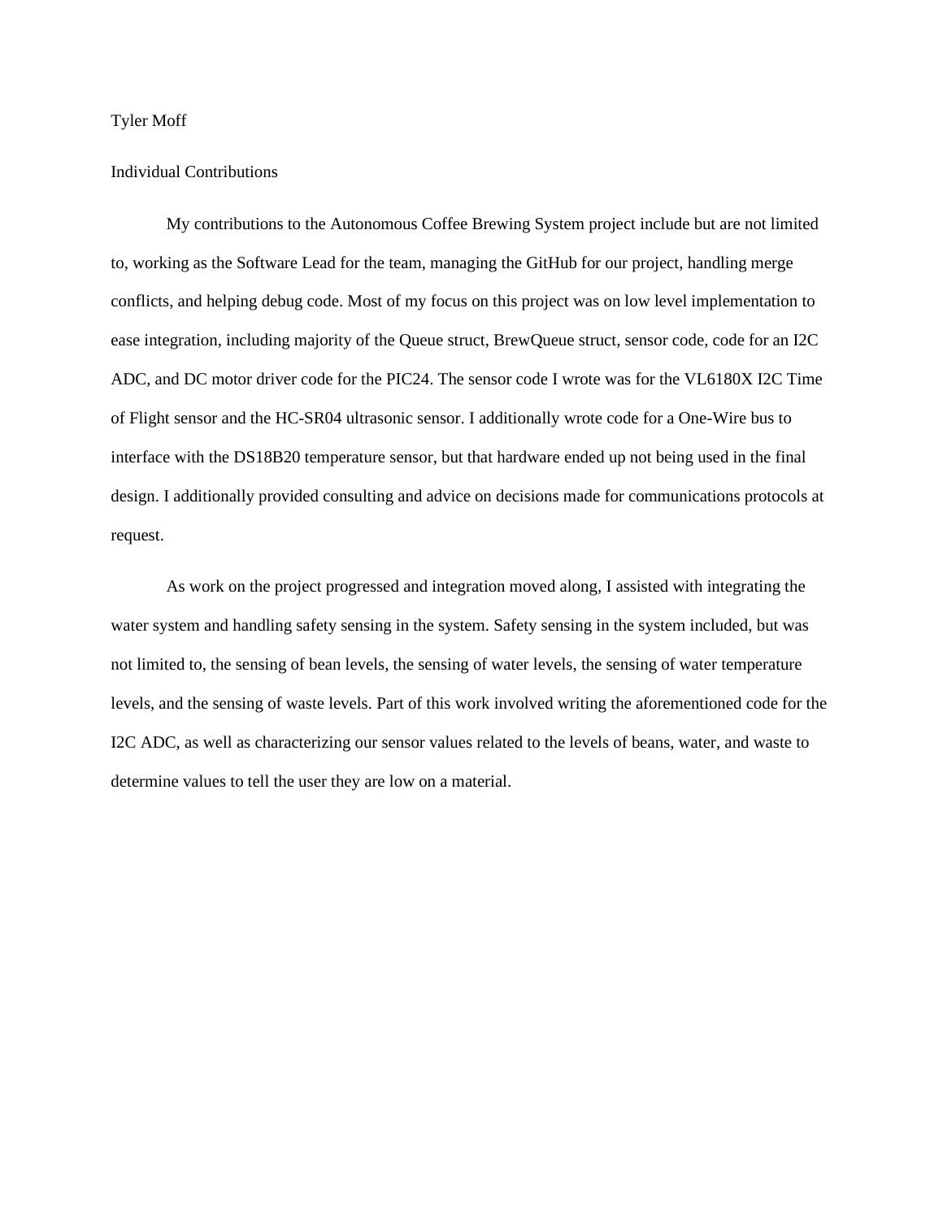Tyler Moff

Individual Contributions

My contributions to the Autonomous Coffee Brewing System project include but are not limited to, working as the Software Lead for the team, managing the GitHub for our project, handling merge conflicts, and helping debug code. Most of my focus on this project was on low level implementation to ease integration, including majority of the Queue struct, BrewQueue struct, sensor code, code for an I2C ADC, and DC motor driver code for the PIC24. The sensor code I wrote was for the VL6180X I2C Time of Flight sensor and the HC-SR04 ultrasonic sensor. I additionally wrote code for a One-Wire bus to interface with the DS18B20 temperature sensor, but that hardware ended up not being used in the final design. I additionally provided consulting and advice on decisions made for communications protocols at request.

As work on the project progressed and integration moved along, I assisted with integrating the water system and handling safety sensing in the system. Safety sensing in the system included, but was not limited to, the sensing of bean levels, the sensing of water levels, the sensing of water temperature levels, and the sensing of waste levels. Part of this work involved writing the aforementioned code for the I2C ADC, as well as characterizing our sensor values related to the levels of beans, water, and waste to determine values to tell the user they are low on a material.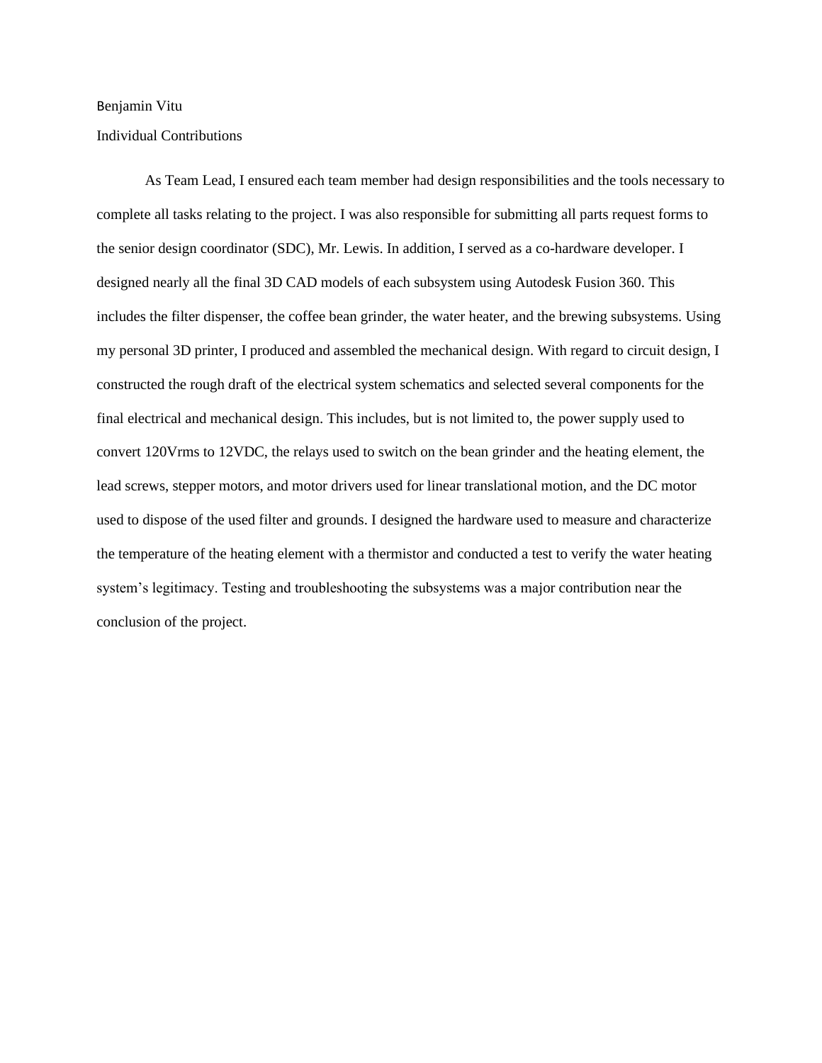Benjamin Vitu

Individual Contributions

As Team Lead, I ensured each team member had design responsibilities and the tools necessary to complete all tasks relating to the project. I was also responsible for submitting all parts request forms to the senior design coordinator (SDC), Mr. Lewis. In addition, I served as a co-hardware developer. I designed nearly all the final 3D CAD models of each subsystem using Autodesk Fusion 360. This includes the filter dispenser, the coffee bean grinder, the water heater, and the brewing subsystems. Using my personal 3D printer, I produced and assembled the mechanical design. With regard to circuit design, I constructed the rough draft of the electrical system schematics and selected several components for the final electrical and mechanical design. This includes, but is not limited to, the power supply used to convert 120Vrms to 12VDC, the relays used to switch on the bean grinder and the heating element, the lead screws, stepper motors, and motor drivers used for linear translational motion, and the DC motor used to dispose of the used filter and grounds. I designed the hardware used to measure and characterize the temperature of the heating element with a thermistor and conducted a test to verify the water heating system's legitimacy. Testing and troubleshooting the subsystems was a major contribution near the conclusion of the project.